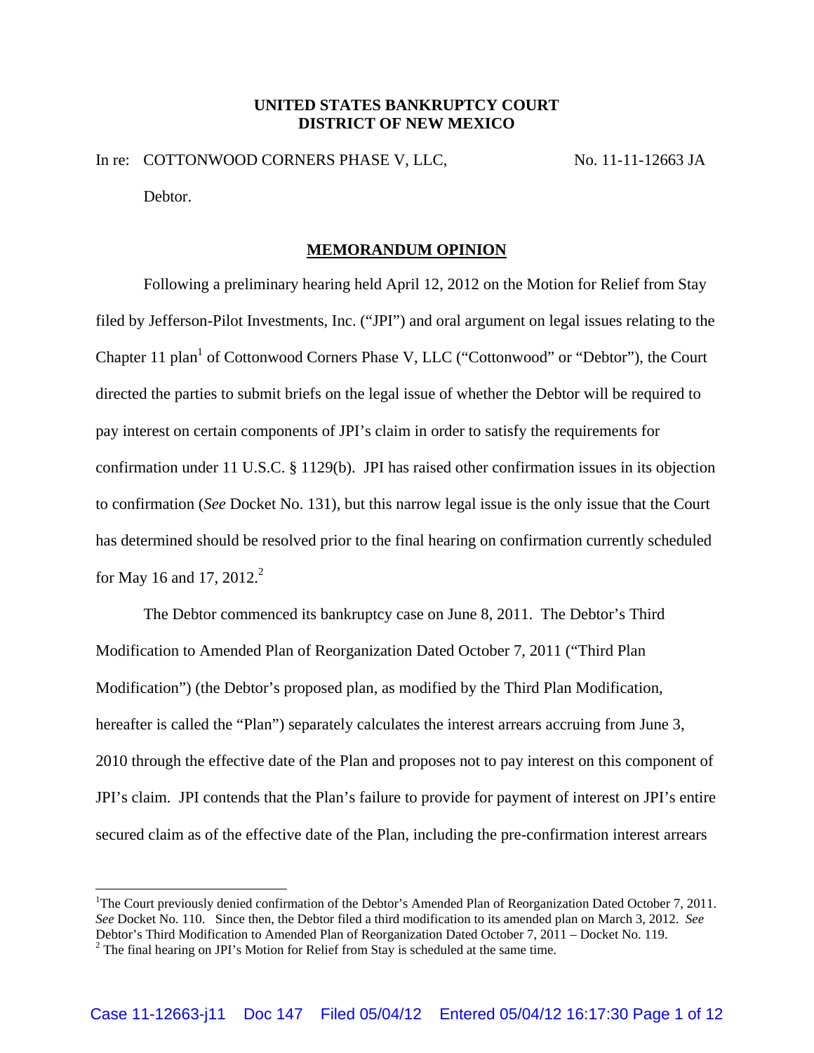**UNITED STATES BANKRUPTCY COURT**
**DISTRICT OF NEW MEXICO**

In re: COTTONWOOD CORNERS PHASE V, LLC, No. 11-11-12663 JA

Debtor.

## MEMORANDUM OPINION

Following a preliminary hearing held April 12, 2012 on the Motion for Relief from Stay filed by Jefferson-Pilot Investments, Inc. ("JPI") and oral argument on legal issues relating to the Chapter 11 plan[1] of Cottonwood Corners Phase V, LLC ("Cottonwood" or "Debtor"), the Court directed the parties to submit briefs on the legal issue of whether the Debtor will be required to pay interest on certain components of JPI's claim in order to satisfy the requirements for confirmation under 11 U.S.C. § 1129(b). JPI has raised other confirmation issues in its objection to confirmation (*See* Docket No. 131), but this narrow legal issue is the only issue that the Court has determined should be resolved prior to the final hearing on confirmation currently scheduled for May 16 and 17, 2012.[2]

The Debtor commenced its bankruptcy case on June 8, 2011. The Debtor's Third Modification to Amended Plan of Reorganization Dated October 7, 2011 ("Third Plan Modification") (the Debtor's proposed plan, as modified by the Third Plan Modification, hereafter is called the "Plan") separately calculates the interest arrears accruing from June 3, 2010 through the effective date of the Plan and proposes not to pay interest on this component of JPI's claim. JPI contends that the Plan's failure to provide for payment of interest on JPI's entire secured claim as of the effective date of the Plan, including the pre-confirmation interest arrears

---

[1] The Court previously denied confirmation of the Debtor's Amended Plan of Reorganization Dated October 7, 2011. *See* Docket No. 110. Since then, the Debtor filed a third modification to its amended plan on March 3, 2012. *See* Debtor's Third Modification to Amended Plan of Reorganization Dated October 7, 2011 – Docket No. 119.

[2] The final hearing on JPI's Motion for Relief from Stay is scheduled at the same time.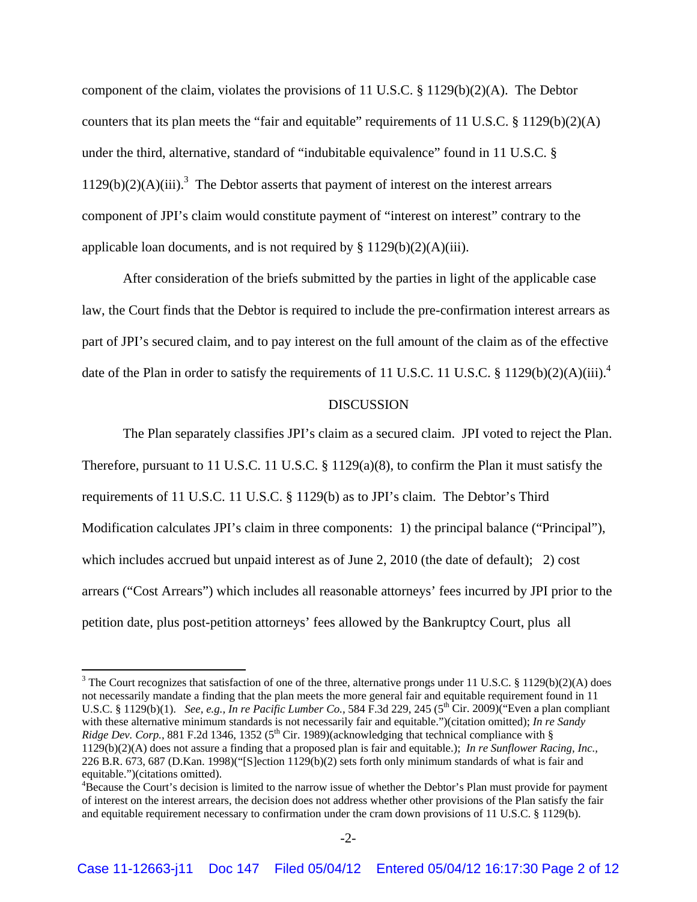component of the claim, violates the provisions of 11 U.S.C. § 1129(b)(2)(A). The Debtor counters that its plan meets the "fair and equitable" requirements of 11 U.S.C. § 1129(b)(2)(A) under the third, alternative, standard of "indubitable equivalence" found in 11 U.S.C. § 1129(b)(2)(A)(iii).[3] The Debtor asserts that payment of interest on the interest arrears component of JPI's claim would constitute payment of "interest on interest" contrary to the applicable loan documents, and is not required by § 1129(b)(2)(A)(iii).

After consideration of the briefs submitted by the parties in light of the applicable case law, the Court finds that the Debtor is required to include the pre-confirmation interest arrears as part of JPI's secured claim, and to pay interest on the full amount of the claim as of the effective date of the Plan in order to satisfy the requirements of 11 U.S.C. 11 U.S.C. § 1129(b)(2)(A)(iii).[4]

## DISCUSSION

The Plan separately classifies JPI's claim as a secured claim. JPI voted to reject the Plan. Therefore, pursuant to 11 U.S.C. 11 U.S.C. § 1129(a)(8), to confirm the Plan it must satisfy the requirements of 11 U.S.C. 11 U.S.C. § 1129(b) as to JPI's claim. The Debtor's Third Modification calculates JPI's claim in three components: 1) the principal balance ("Principal"), which includes accrued but unpaid interest as of June 2, 2010 (the date of default); 2) cost arrears ("Cost Arrears") which includes all reasonable attorneys' fees incurred by JPI prior to the petition date, plus post-petition attorneys' fees allowed by the Bankruptcy Court, plus all

---

[3] The Court recognizes that satisfaction of one of the three, alternative prongs under 11 U.S.C. § 1129(b)(2)(A) does not necessarily mandate a finding that the plan meets the more general fair and equitable requirement found in 11 U.S.C. § 1129(b)(1). *See, e.g., In re Pacific Lumber Co.,* 584 F.3d 229, 245 (5th Cir. 2009)("Even a plan compliant with these alternative minimum standards is not necessarily fair and equitable.")(citation omitted); *In re Sandy Ridge Dev. Corp.,* 881 F.2d 1346, 1352 (5th Cir. 1989)(acknowledging that technical compliance with § 1129(b)(2)(A) does not assure a finding that a proposed plan is fair and equitable.); *In re Sunflower Racing, Inc.,* 226 B.R. 673, 687 (D.Kan. 1998)("[S]ection 1129(b)(2) sets forth only minimum standards of what is fair and equitable.")(citations omitted).

[4] Because the Court's decision is limited to the narrow issue of whether the Debtor's Plan must provide for payment of interest on the interest arrears, the decision does not address whether other provisions of the Plan satisfy the fair and equitable requirement necessary to confirmation under the cram down provisions of 11 U.S.C. § 1129(b).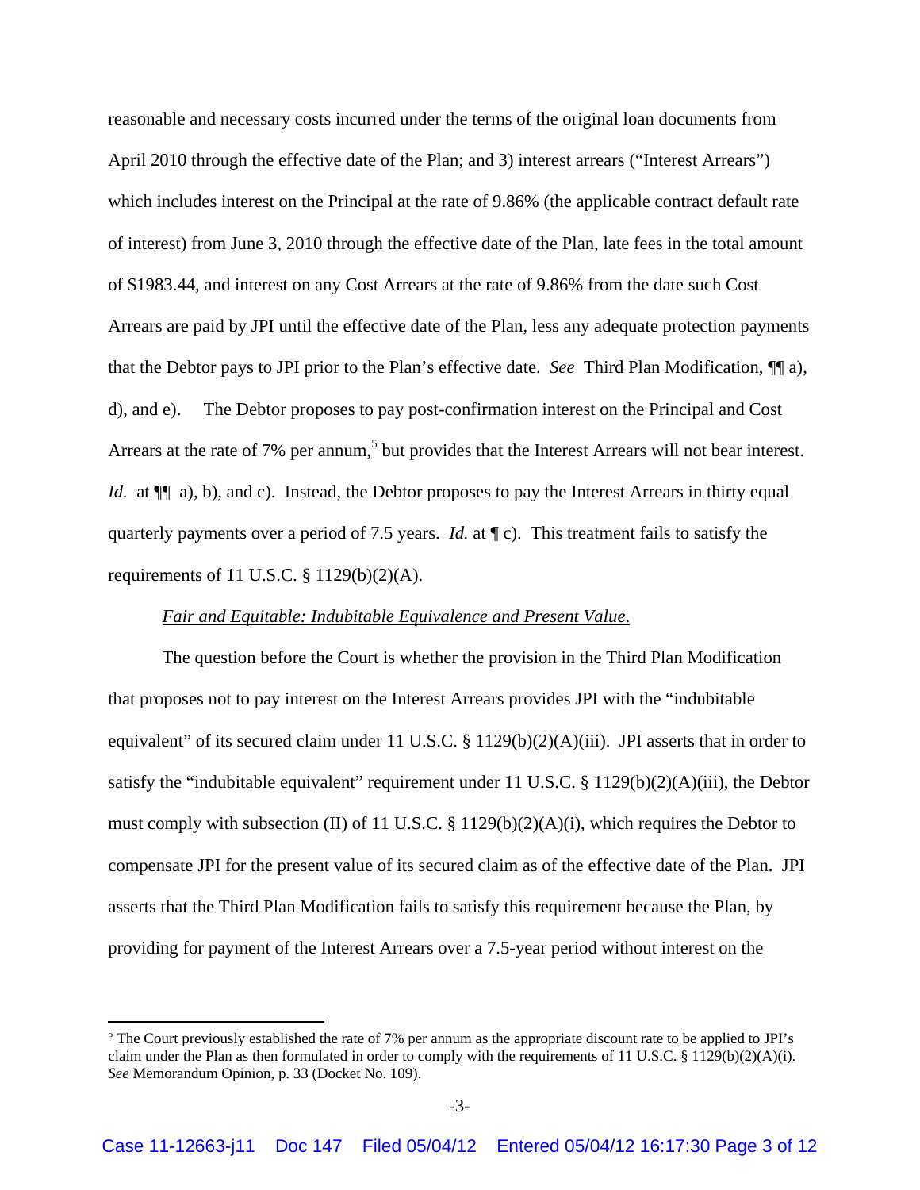reasonable and necessary costs incurred under the terms of the original loan documents from April 2010 through the effective date of the Plan; and 3) interest arrears ("Interest Arrears") which includes interest on the Principal at the rate of 9.86% (the applicable contract default rate of interest) from June 3, 2010 through the effective date of the Plan, late fees in the total amount of $1983.44, and interest on any Cost Arrears at the rate of 9.86% from the date such Cost Arrears are paid by JPI until the effective date of the Plan, less any adequate protection payments that the Debtor pays to JPI prior to the Plan's effective date. *See* Third Plan Modification, ¶¶ a), d), and e). The Debtor proposes to pay post-confirmation interest on the Principal and Cost Arrears at the rate of 7% per annum,[5] but provides that the Interest Arrears will not bear interest. *Id.* at ¶¶ a), b), and c). Instead, the Debtor proposes to pay the Interest Arrears in thirty equal quarterly payments over a period of 7.5 years. *Id.* at ¶ c). This treatment fails to satisfy the requirements of 11 U.S.C. § 1129(b)(2)(A).

*Fair and Equitable: Indubitable Equivalence and Present Value.*

The question before the Court is whether the provision in the Third Plan Modification that proposes not to pay interest on the Interest Arrears provides JPI with the "indubitable equivalent" of its secured claim under 11 U.S.C. § 1129(b)(2)(A)(iii). JPI asserts that in order to satisfy the "indubitable equivalent" requirement under 11 U.S.C. § 1129(b)(2)(A)(iii), the Debtor must comply with subsection (II) of 11 U.S.C. § 1129(b)(2)(A)(i), which requires the Debtor to compensate JPI for the present value of its secured claim as of the effective date of the Plan. JPI asserts that the Third Plan Modification fails to satisfy this requirement because the Plan, by providing for payment of the Interest Arrears over a 7.5-year period without interest on the

[5] The Court previously established the rate of 7% per annum as the appropriate discount rate to be applied to JPI's claim under the Plan as then formulated in order to comply with the requirements of 11 U.S.C. § 1129(b)(2)(A)(i). *See* Memorandum Opinion, p. 33 (Docket No. 109).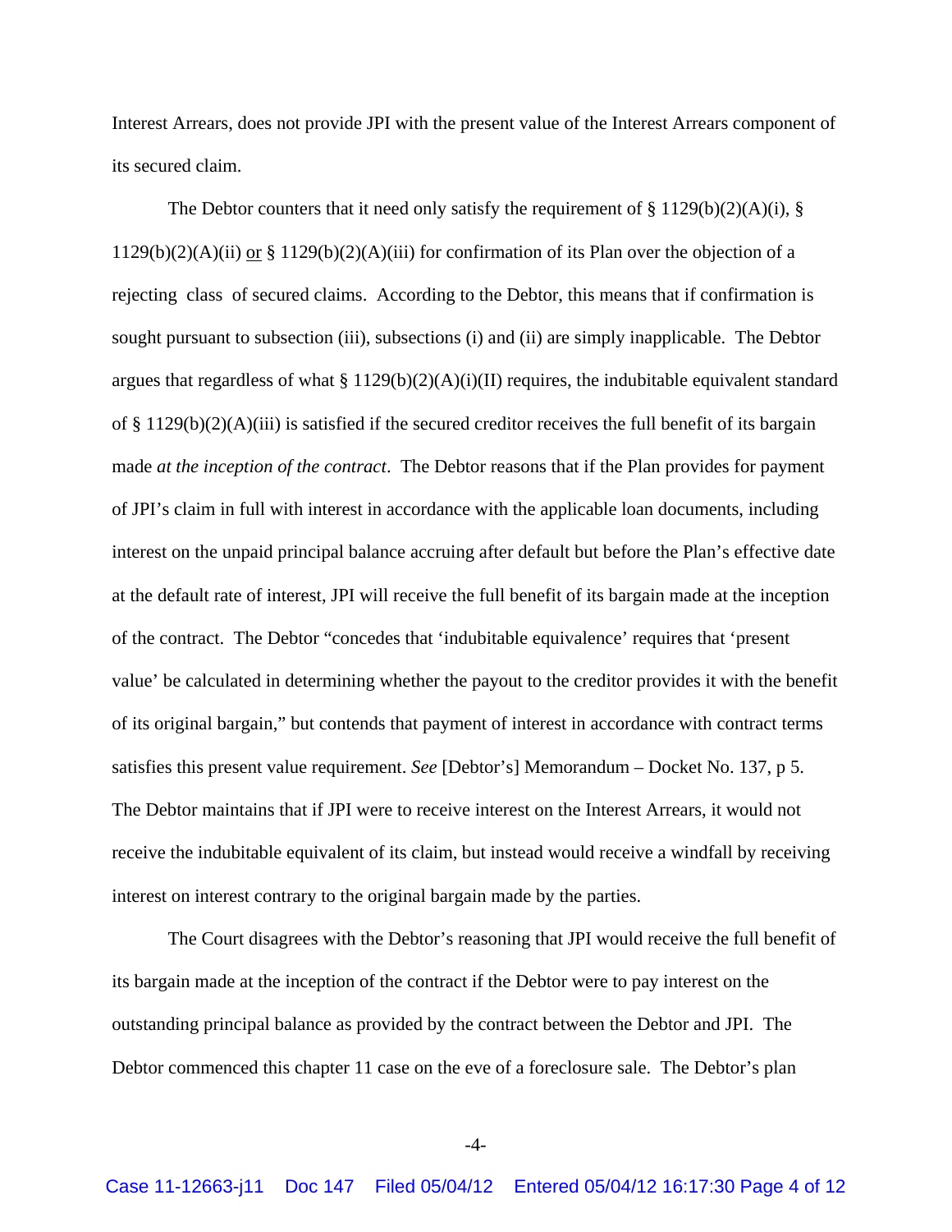Interest Arrears, does not provide JPI with the present value of the Interest Arrears component of its secured claim.

The Debtor counters that it need only satisfy the requirement of § 1129(b)(2)(A)(i), § 1129(b)(2)(A)(ii) or § 1129(b)(2)(A)(iii) for confirmation of its Plan over the objection of a rejecting class of secured claims. According to the Debtor, this means that if confirmation is sought pursuant to subsection (iii), subsections (i) and (ii) are simply inapplicable. The Debtor argues that regardless of what § 1129(b)(2)(A)(i)(II) requires, the indubitable equivalent standard of § 1129(b)(2)(A)(iii) is satisfied if the secured creditor receives the full benefit of its bargain made *at the inception of the contract*. The Debtor reasons that if the Plan provides for payment of JPI's claim in full with interest in accordance with the applicable loan documents, including interest on the unpaid principal balance accruing after default but before the Plan's effective date at the default rate of interest, JPI will receive the full benefit of its bargain made at the inception of the contract. The Debtor "concedes that 'indubitable equivalence' requires that 'present value' be calculated in determining whether the payout to the creditor provides it with the benefit of its original bargain," but contends that payment of interest in accordance with contract terms satisfies this present value requirement. *See* [Debtor's] Memorandum – Docket No. 137, p 5. The Debtor maintains that if JPI were to receive interest on the Interest Arrears, it would not receive the indubitable equivalent of its claim, but instead would receive a windfall by receiving interest on interest contrary to the original bargain made by the parties.

The Court disagrees with the Debtor's reasoning that JPI would receive the full benefit of its bargain made at the inception of the contract if the Debtor were to pay interest on the outstanding principal balance as provided by the contract between the Debtor and JPI. The Debtor commenced this chapter 11 case on the eve of a foreclosure sale. The Debtor's plan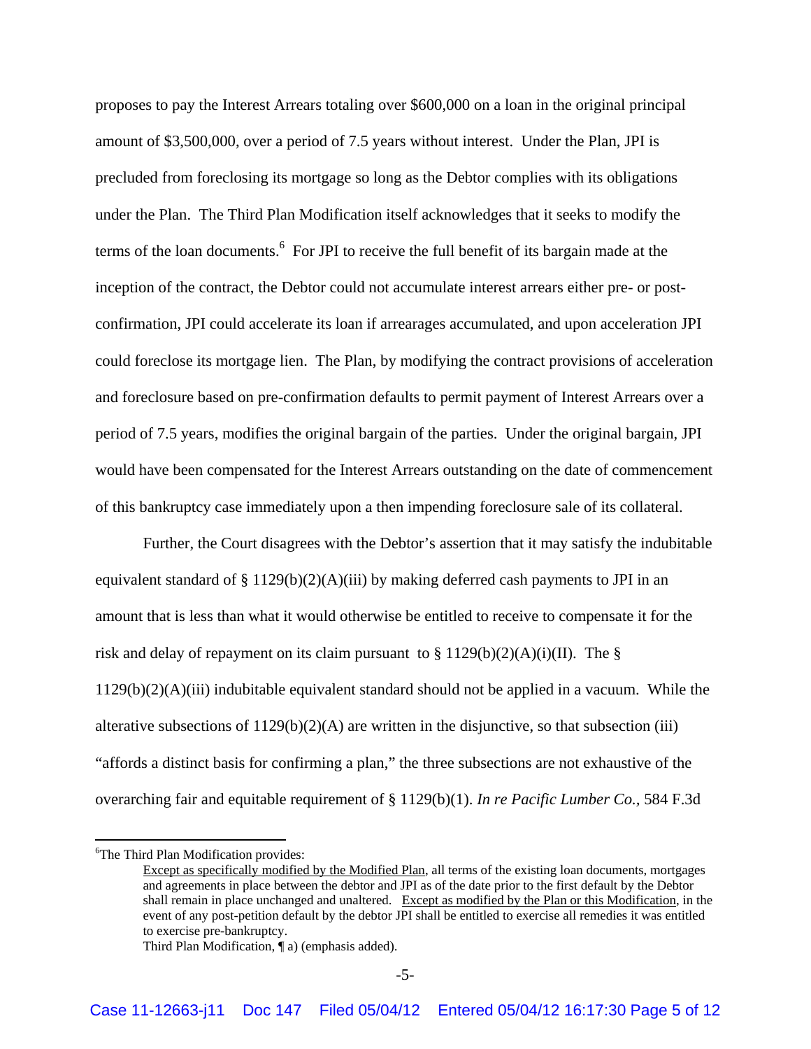proposes to pay the Interest Arrears totaling over $600,000 on a loan in the original principal amount of $3,500,000, over a period of 7.5 years without interest. Under the Plan, JPI is precluded from foreclosing its mortgage so long as the Debtor complies with its obligations under the Plan. The Third Plan Modification itself acknowledges that it seeks to modify the terms of the loan documents.[6] For JPI to receive the full benefit of its bargain made at the inception of the contract, the Debtor could not accumulate interest arrears either pre- or post-confirmation, JPI could accelerate its loan if arrearages accumulated, and upon acceleration JPI could foreclose its mortgage lien. The Plan, by modifying the contract provisions of acceleration and foreclosure based on pre-confirmation defaults to permit payment of Interest Arrears over a period of 7.5 years, modifies the original bargain of the parties. Under the original bargain, JPI would have been compensated for the Interest Arrears outstanding on the date of commencement of this bankruptcy case immediately upon a then impending foreclosure sale of its collateral.

Further, the Court disagrees with the Debtor's assertion that it may satisfy the indubitable equivalent standard of § 1129(b)(2)(A)(iii) by making deferred cash payments to JPI in an amount that is less than what it would otherwise be entitled to receive to compensate it for the risk and delay of repayment on its claim pursuant to § 1129(b)(2)(A)(i)(II). The § 1129(b)(2)(A)(iii) indubitable equivalent standard should not be applied in a vacuum. While the alterative subsections of 1129(b)(2)(A) are written in the disjunctive, so that subsection (iii) "affords a distinct basis for confirming a plan," the three subsections are not exhaustive of the overarching fair and equitable requirement of § 1129(b)(1). *In re Pacific Lumber Co.*, 584 F.3d

---

[6]The Third Plan Modification provides:

> Except as specifically modified by the Modified Plan, all terms of the existing loan documents, mortgages and agreements in place between the debtor and JPI as of the date prior to the first default by the Debtor shall remain in place unchanged and unaltered. Except as modified by the Plan or this Modification, in the event of any post-petition default by the debtor JPI shall be entitled to exercise all remedies it was entitled to exercise pre-bankruptcy.
>
> Third Plan Modification, ¶ a) (emphasis added).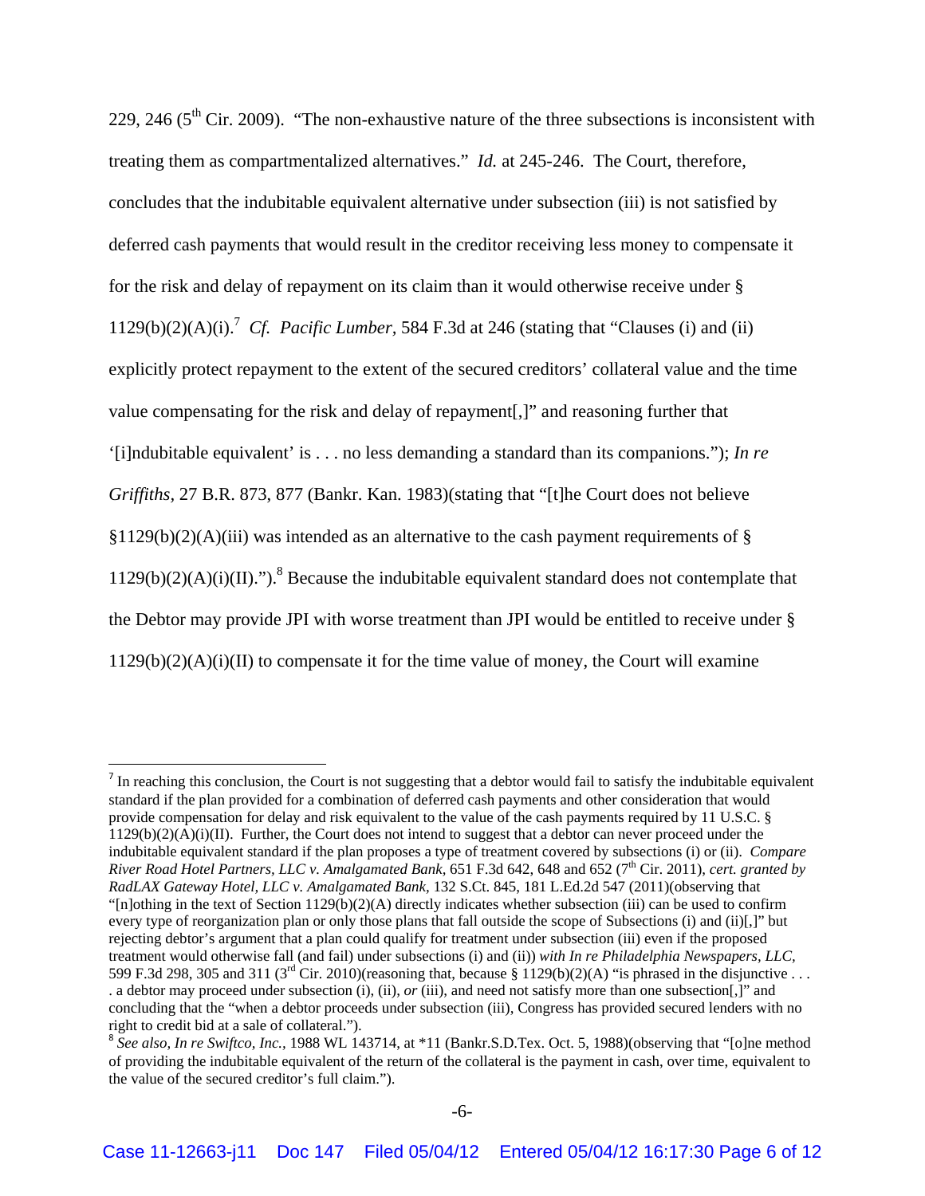229, 246 (5th Cir. 2009). "The non-exhaustive nature of the three subsections is inconsistent with treating them as compartmentalized alternatives." *Id.* at 245-246. The Court, therefore, concludes that the indubitable equivalent alternative under subsection (iii) is not satisfied by deferred cash payments that would result in the creditor receiving less money to compensate it for the risk and delay of repayment on its claim than it would otherwise receive under § 1129(b)(2)(A)(i).[7] *Cf. Pacific Lumber*, 584 F.3d at 246 (stating that "Clauses (i) and (ii) explicitly protect repayment to the extent of the secured creditors' collateral value and the time value compensating for the risk and delay of repayment[,]" and reasoning further that '[i]ndubitable equivalent' is . . . no less demanding a standard than its companions."); *In re Griffiths*, 27 B.R. 873, 877 (Bankr. Kan. 1983)(stating that "[t]he Court does not believe §1129(b)(2)(A)(iii) was intended as an alternative to the cash payment requirements of § 1129(b)(2)(A)(i)(II).").[8] Because the indubitable equivalent standard does not contemplate that the Debtor may provide JPI with worse treatment than JPI would be entitled to receive under § 1129(b)(2)(A)(i)(II) to compensate it for the time value of money, the Court will examine

---

[7] In reaching this conclusion, the Court is not suggesting that a debtor would fail to satisfy the indubitable equivalent standard if the plan provided for a combination of deferred cash payments and other consideration that would provide compensation for delay and risk equivalent to the value of the cash payments required by 11 U.S.C. § 1129(b)(2)(A)(i)(II). Further, the Court does not intend to suggest that a debtor can never proceed under the indubitable equivalent standard if the plan proposes a type of treatment covered by subsections (i) or (ii). *Compare River Road Hotel Partners, LLC v. Amalgamated Bank*, 651 F.3d 642, 648 and 652 (7th Cir. 2011), *cert. granted by RadLAX Gateway Hotel, LLC v. Amalgamated Bank*, 132 S.Ct. 845, 181 L.Ed.2d 547 (2011)(observing that "[n]othing in the text of Section 1129(b)(2)(A) directly indicates whether subsection (iii) can be used to confirm every type of reorganization plan or only those plans that fall outside the scope of Subsections (i) and (ii)[,]" but rejecting debtor's argument that a plan could qualify for treatment under subsection (iii) even if the proposed treatment would otherwise fall (and fail) under subsections (i) and (ii)) *with In re Philadelphia Newspapers, LLC*, 599 F.3d 298, 305 and 311 (3rd Cir. 2010)(reasoning that, because § 1129(b)(2)(A) "is phrased in the disjunctive . . . . a debtor may proceed under subsection (i), (ii), *or* (iii), and need not satisfy more than one subsection[,]" and concluding that the "when a debtor proceeds under subsection (iii), Congress has provided secured lenders with no right to credit bid at a sale of collateral.").

[8] *See also, In re Swiftco, Inc.*, 1988 WL 143714, at *11 (Bankr.S.D.Tex. Oct. 5, 1988)(observing that "[o]ne method of providing the indubitable equivalent of the return of the collateral is the payment in cash, over time, equivalent to the value of the secured creditor's full claim.").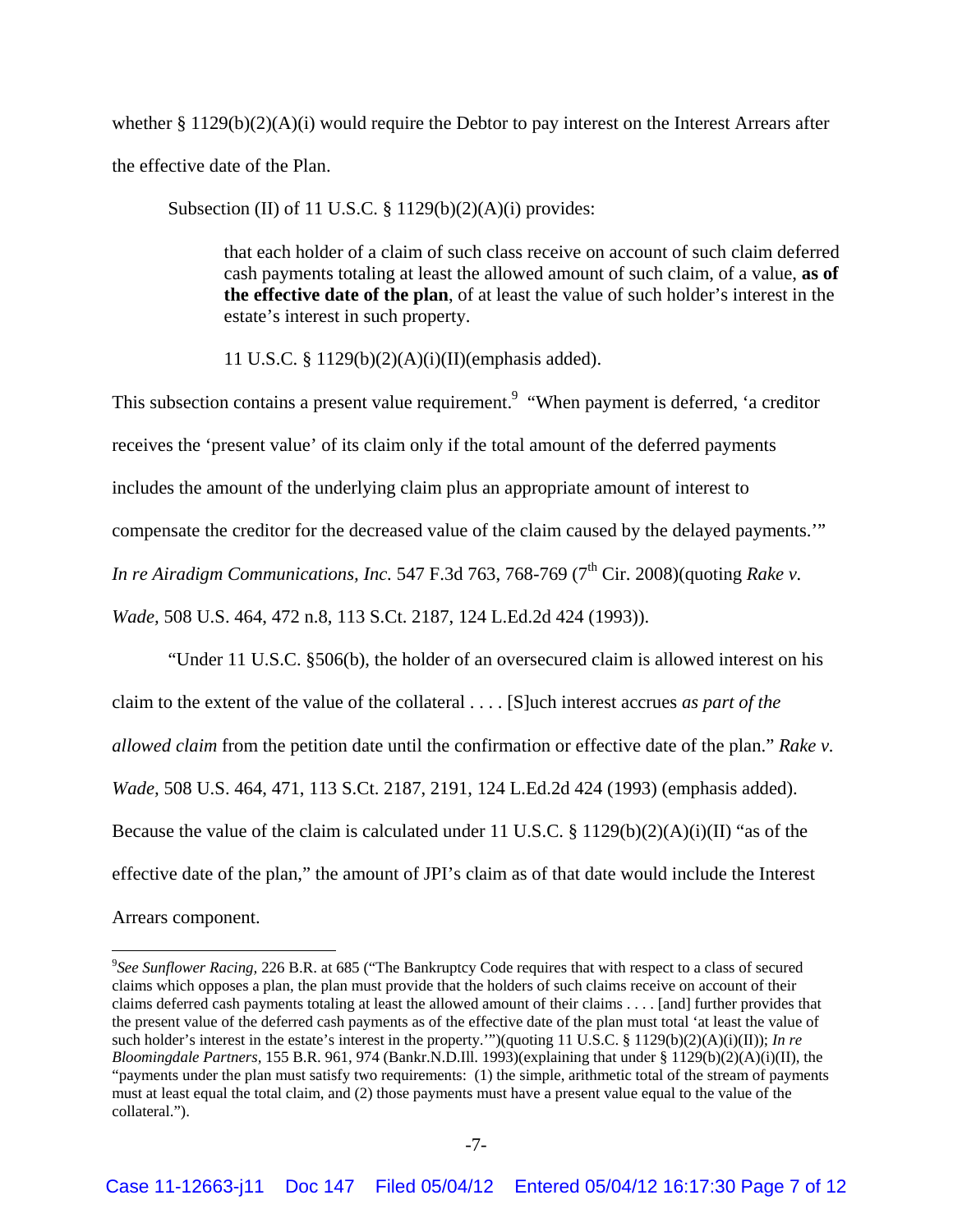whether § 1129(b)(2)(A)(i) would require the Debtor to pay interest on the Interest Arrears after the effective date of the Plan.

Subsection (II) of 11 U.S.C. § 1129(b)(2)(A)(i) provides:

> that each holder of a claim of such class receive on account of such claim deferred cash payments totaling at least the allowed amount of such claim, of a value, **as of the effective date of the plan**, of at least the value of such holder's interest in the estate's interest in such property.
>
> 11 U.S.C. § 1129(b)(2)(A)(i)(II)(emphasis added).

This subsection contains a present value requirement.[9] "When payment is deferred, 'a creditor receives the 'present value' of its claim only if the total amount of the deferred payments includes the amount of the underlying claim plus an appropriate amount of interest to compensate the creditor for the decreased value of the claim caused by the delayed payments.'" *In re Airadigm Communications, Inc.* 547 F.3d 763, 768-769 (7th Cir. 2008)(quoting *Rake v. Wade,* 508 U.S. 464, 472 n.8, 113 S.Ct. 2187, 124 L.Ed.2d 424 (1993)).

"Under 11 U.S.C. §506(b), the holder of an oversecured claim is allowed interest on his claim to the extent of the value of the collateral . . . . [S]uch interest accrues *as part of the allowed claim* from the petition date until the confirmation or effective date of the plan." *Rake v. Wade,* 508 U.S. 464, 471, 113 S.Ct. 2187, 2191, 124 L.Ed.2d 424 (1993) (emphasis added). Because the value of the claim is calculated under 11 U.S.C. § 1129(b)(2)(A)(i)(II) "as of the effective date of the plan," the amount of JPI's claim as of that date would include the Interest Arrears component.

---

[9] *See Sunflower Racing,* 226 B.R. at 685 ("The Bankruptcy Code requires that with respect to a class of secured claims which opposes a plan, the plan must provide that the holders of such claims receive on account of their claims deferred cash payments totaling at least the allowed amount of their claims . . . . [and] further provides that the present value of the deferred cash payments as of the effective date of the plan must total 'at least the value of such holder's interest in the estate's interest in the property.'")(quoting 11 U.S.C. § 1129(b)(2)(A)(i)(II)); *In re Bloomingdale Partners,* 155 B.R. 961, 974 (Bankr.N.D.Ill. 1993)(explaining that under § 1129(b)(2)(A)(i)(II), the "payments under the plan must satisfy two requirements: (1) the simple, arithmetic total of the stream of payments must at least equal the total claim, and (2) those payments must have a present value equal to the value of the collateral.").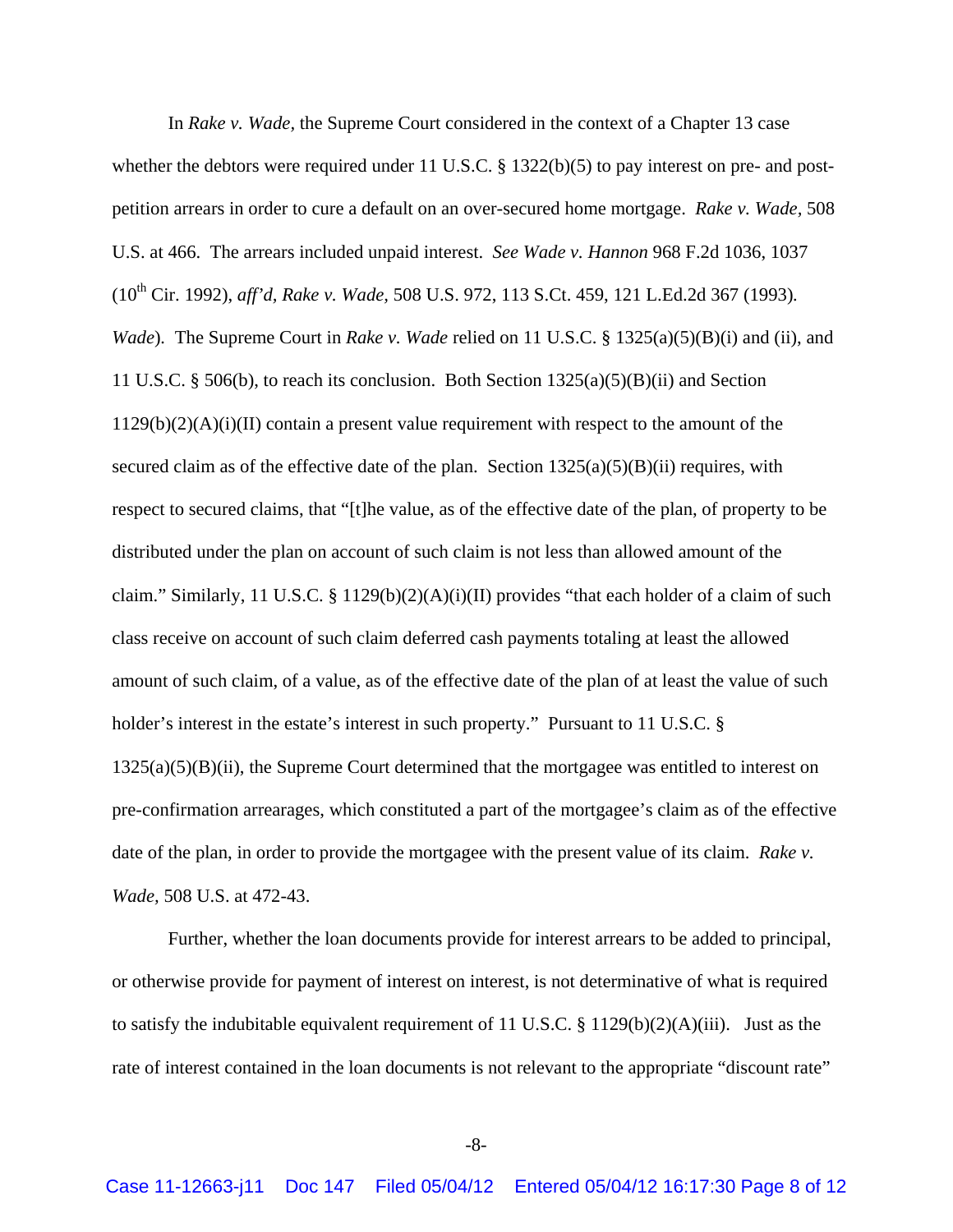In *Rake v. Wade,* the Supreme Court considered in the context of a Chapter 13 case whether the debtors were required under 11 U.S.C. § 1322(b)(5) to pay interest on pre- and post-petition arrears in order to cure a default on an over-secured home mortgage. *Rake v. Wade,* 508 U.S. at 466. The arrears included unpaid interest. *See Wade v. Hannon* 968 F.2d 1036, 1037 (10th Cir. 1992), *aff'd, Rake v. Wade,* 508 U.S. 972, 113 S.Ct. 459, 121 L.Ed.2d 367 (1993). *Wade*). The Supreme Court in *Rake v. Wade* relied on 11 U.S.C. § 1325(a)(5)(B)(i) and (ii), and 11 U.S.C. § 506(b), to reach its conclusion. Both Section 1325(a)(5)(B)(ii) and Section 1129(b)(2)(A)(i)(II) contain a present value requirement with respect to the amount of the secured claim as of the effective date of the plan. Section 1325(a)(5)(B)(ii) requires, with respect to secured claims, that "[t]he value, as of the effective date of the plan, of property to be distributed under the plan on account of such claim is not less than allowed amount of the claim." Similarly, 11 U.S.C. § 1129(b)(2)(A)(i)(II) provides "that each holder of a claim of such class receive on account of such claim deferred cash payments totaling at least the allowed amount of such claim, of a value, as of the effective date of the plan of at least the value of such holder's interest in the estate's interest in such property." Pursuant to 11 U.S.C. § 1325(a)(5)(B)(ii), the Supreme Court determined that the mortgagee was entitled to interest on pre-confirmation arrearages, which constituted a part of the mortgagee's claim as of the effective date of the plan, in order to provide the mortgagee with the present value of its claim. *Rake v. Wade,* 508 U.S. at 472-43.

Further, whether the loan documents provide for interest arrears to be added to principal, or otherwise provide for payment of interest on interest, is not determinative of what is required to satisfy the indubitable equivalent requirement of 11 U.S.C. § 1129(b)(2)(A)(iii). Just as the rate of interest contained in the loan documents is not relevant to the appropriate "discount rate"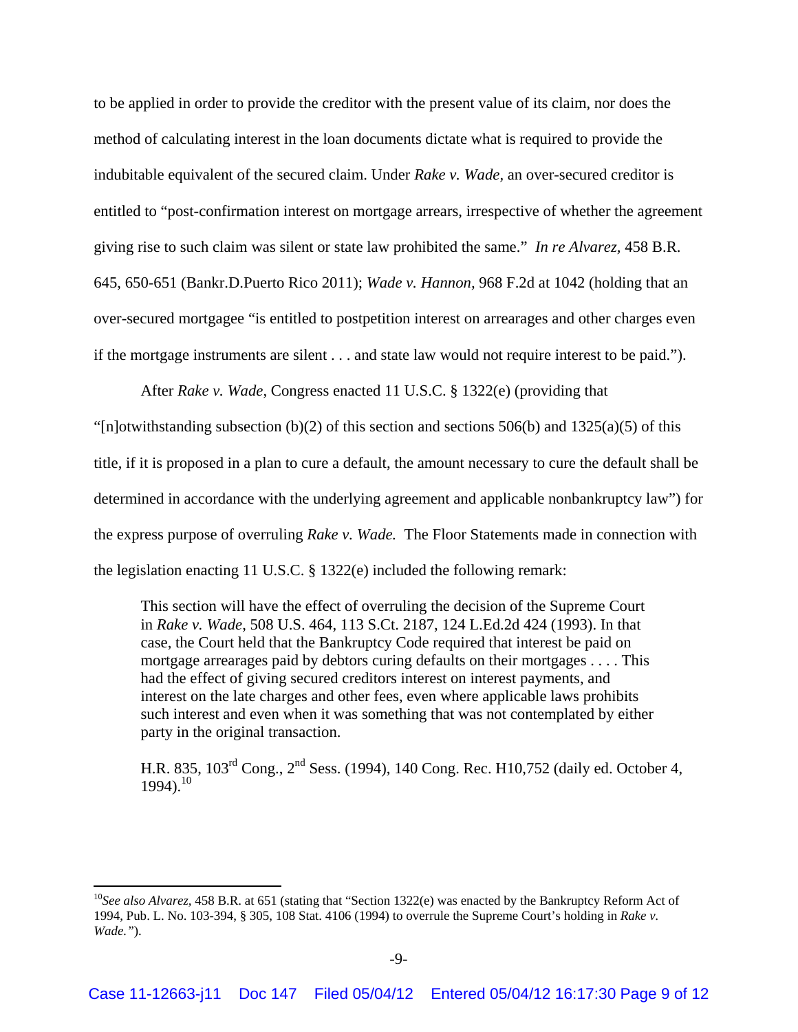to be applied in order to provide the creditor with the present value of its claim, nor does the method of calculating interest in the loan documents dictate what is required to provide the indubitable equivalent of the secured claim. Under *Rake v. Wade*, an over-secured creditor is entitled to "post-confirmation interest on mortgage arrears, irrespective of whether the agreement giving rise to such claim was silent or state law prohibited the same." *In re Alvarez*, 458 B.R. 645, 650-651 (Bankr.D.Puerto Rico 2011); *Wade v. Hannon*, 968 F.2d at 1042 (holding that an over-secured mortgagee "is entitled to postpetition interest on arrearages and other charges even if the mortgage instruments are silent . . . and state law would not require interest to be paid.").

After *Rake v. Wade*, Congress enacted 11 U.S.C. § 1322(e) (providing that "[n]otwithstanding subsection (b)(2) of this section and sections 506(b) and 1325(a)(5) of this title, if it is proposed in a plan to cure a default, the amount necessary to cure the default shall be determined in accordance with the underlying agreement and applicable nonbankruptcy law") for the express purpose of overruling *Rake v. Wade.* The Floor Statements made in connection with the legislation enacting 11 U.S.C. § 1322(e) included the following remark:

> This section will have the effect of overruling the decision of the Supreme Court in *Rake v. Wade*, 508 U.S. 464, 113 S.Ct. 2187, 124 L.Ed.2d 424 (1993). In that case, the Court held that the Bankruptcy Code required that interest be paid on mortgage arrearages paid by debtors curing defaults on their mortgages . . . . This had the effect of giving secured creditors interest on interest payments, and interest on the late charges and other fees, even where applicable laws prohibits such interest and even when it was something that was not contemplated by either party in the original transaction.
>
> H.R. 835, 103rd Cong., 2nd Sess. (1994), 140 Cong. Rec. H10,752 (daily ed. October 4, 1994).[10]

[10] *See also Alvarez*, 458 B.R. at 651 (stating that "Section 1322(e) was enacted by the Bankruptcy Reform Act of 1994, Pub. L. No. 103-394, § 305, 108 Stat. 4106 (1994) to overrule the Supreme Court's holding in *Rake v. Wade."*).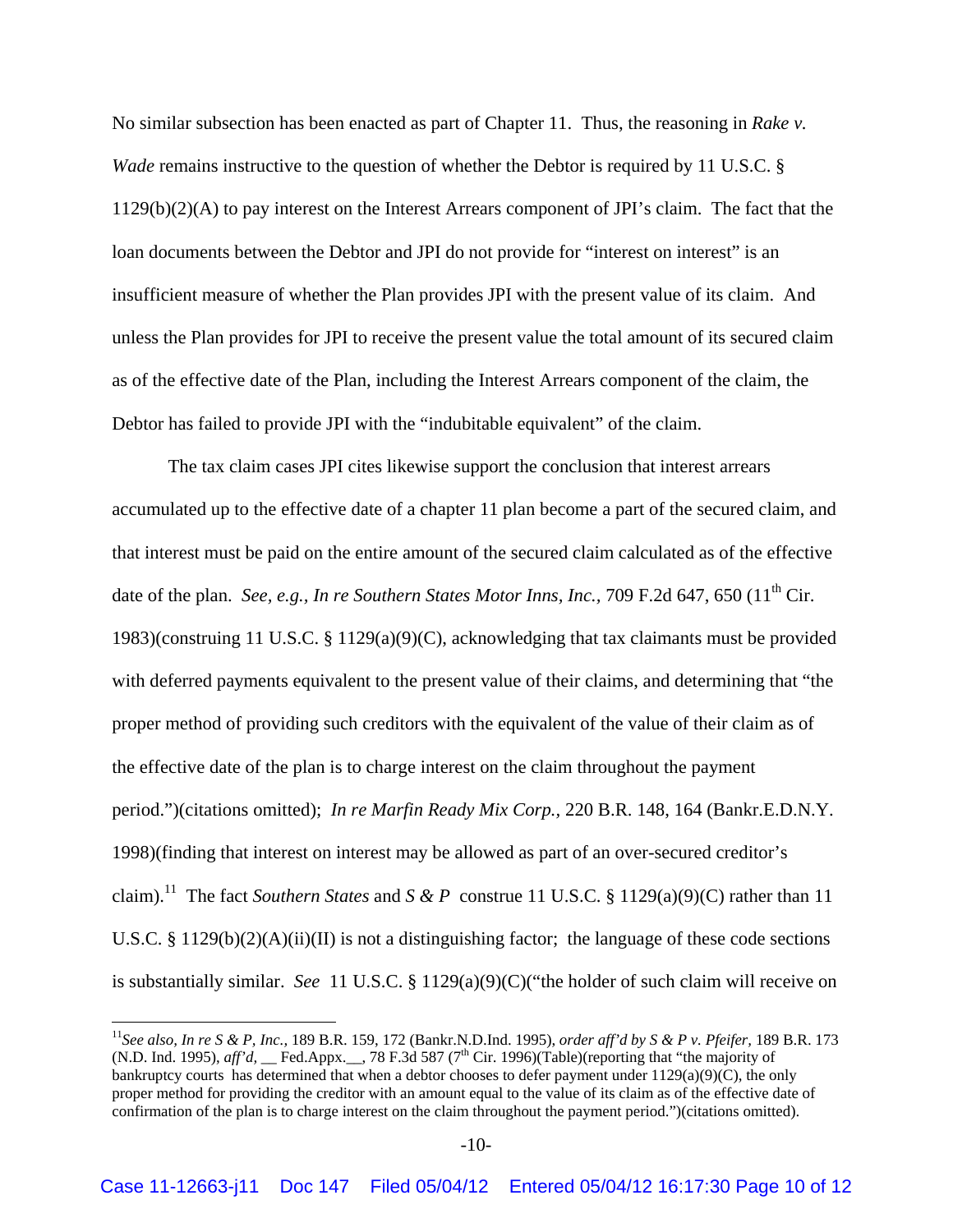No similar subsection has been enacted as part of Chapter 11. Thus, the reasoning in *Rake v. Wade* remains instructive to the question of whether the Debtor is required by 11 U.S.C. § 1129(b)(2)(A) to pay interest on the Interest Arrears component of JPI's claim. The fact that the loan documents between the Debtor and JPI do not provide for "interest on interest" is an insufficient measure of whether the Plan provides JPI with the present value of its claim. And unless the Plan provides for JPI to receive the present value the total amount of its secured claim as of the effective date of the Plan, including the Interest Arrears component of the claim, the Debtor has failed to provide JPI with the "indubitable equivalent" of the claim.

The tax claim cases JPI cites likewise support the conclusion that interest arrears accumulated up to the effective date of a chapter 11 plan become a part of the secured claim, and that interest must be paid on the entire amount of the secured claim calculated as of the effective date of the plan. *See, e.g., In re Southern States Motor Inns, Inc.,* 709 F.2d 647, 650 (11th Cir. 1983)(construing 11 U.S.C. § 1129(a)(9)(C), acknowledging that tax claimants must be provided with deferred payments equivalent to the present value of their claims, and determining that "the proper method of providing such creditors with the equivalent of the value of their claim as of the effective date of the plan is to charge interest on the claim throughout the payment period.")(citations omitted); *In re Marfin Ready Mix Corp.,* 220 B.R. 148, 164 (Bankr.E.D.N.Y. 1998)(finding that interest on interest may be allowed as part of an over-secured creditor's claim).[11] The fact *Southern States* and *S & P* construe 11 U.S.C. § 1129(a)(9)(C) rather than 11 U.S.C. § 1129(b)(2)(A)(ii)(II) is not a distinguishing factor; the language of these code sections is substantially similar. *See* 11 U.S.C. § 1129(a)(9)(C)("the holder of such claim will receive on

[11]*See also, In re S & P, Inc.,* 189 B.R. 159, 172 (Bankr.N.D.Ind. 1995), *order aff'd by S & P v. Pfeifer,* 189 B.R. 173 (N.D. Ind. 1995), *aff'd,* __ Fed.Appx.__, 78 F.3d 587 (7th Cir. 1996)(Table)(reporting that "the majority of bankruptcy courts has determined that when a debtor chooses to defer payment under 1129(a)(9)(C), the only proper method for providing the creditor with an amount equal to the value of its claim as of the effective date of confirmation of the plan is to charge interest on the claim throughout the payment period.")(citations omitted).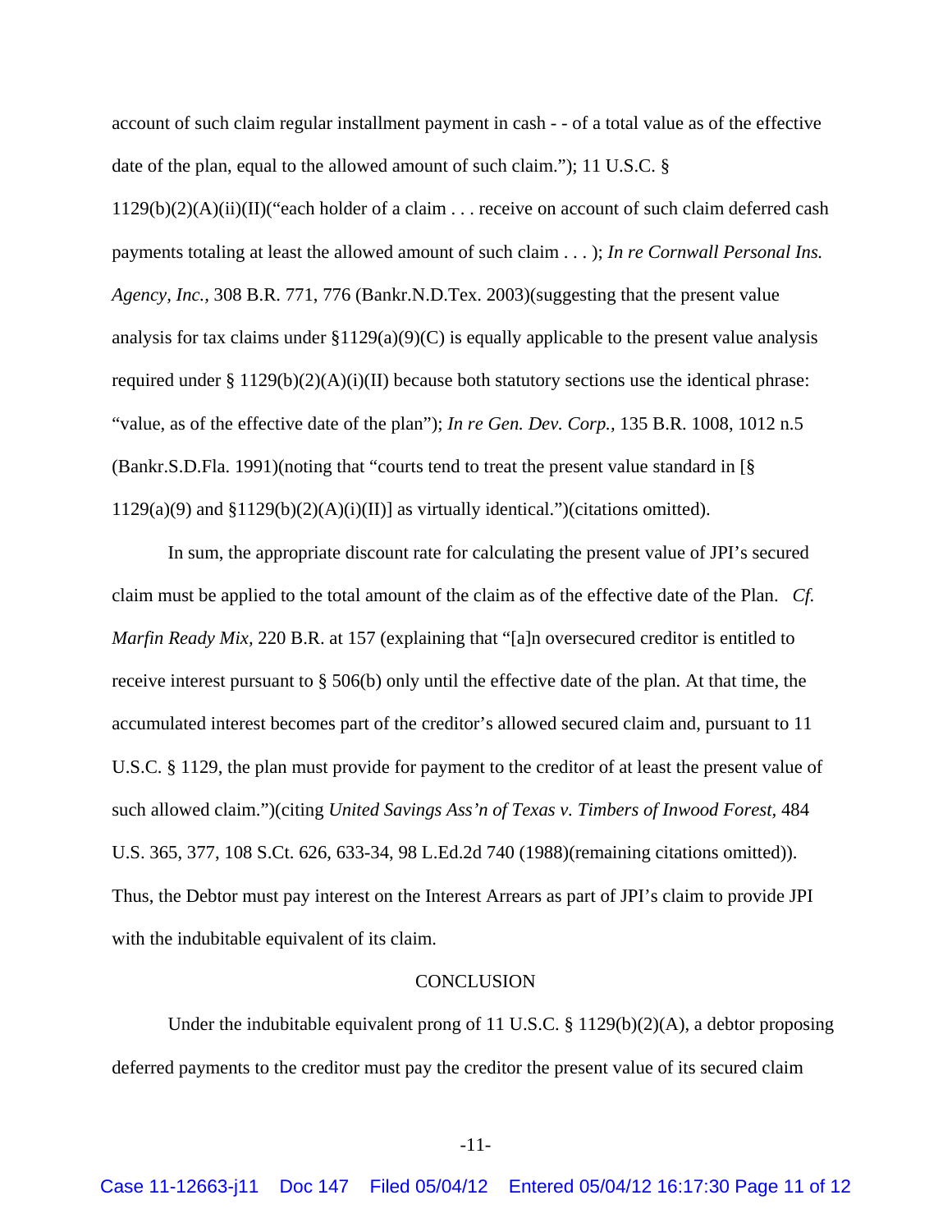account of such claim regular installment payment in cash - - of a total value as of the effective date of the plan, equal to the allowed amount of such claim."); 11 U.S.C. § 1129(b)(2)(A)(ii)(II)("each holder of a claim . . . receive on account of such claim deferred cash payments totaling at least the allowed amount of such claim . . . ); *In re Cornwall Personal Ins. Agency, Inc.*, 308 B.R. 771, 776 (Bankr.N.D.Tex. 2003)(suggesting that the present value analysis for tax claims under §1129(a)(9)(C) is equally applicable to the present value analysis required under § 1129(b)(2)(A)(i)(II) because both statutory sections use the identical phrase: "value, as of the effective date of the plan"); *In re Gen. Dev. Corp.,* 135 B.R. 1008, 1012 n.5 (Bankr.S.D.Fla. 1991)(noting that "courts tend to treat the present value standard in [§ 1129(a)(9) and §1129(b)(2)(A)(i)(II)] as virtually identical.")(citations omitted).

In sum, the appropriate discount rate for calculating the present value of JPI's secured claim must be applied to the total amount of the claim as of the effective date of the Plan. *Cf. Marfin Ready Mix,* 220 B.R. at 157 (explaining that "[a]n oversecured creditor is entitled to receive interest pursuant to § 506(b) only until the effective date of the plan. At that time, the accumulated interest becomes part of the creditor's allowed secured claim and, pursuant to 11 U.S.C. § 1129, the plan must provide for payment to the creditor of at least the present value of such allowed claim.")(citing *United Savings Ass'n of Texas v. Timbers of Inwood Forest,* 484 U.S. 365, 377, 108 S.Ct. 626, 633-34, 98 L.Ed.2d 740 (1988)(remaining citations omitted)). Thus, the Debtor must pay interest on the Interest Arrears as part of JPI's claim to provide JPI with the indubitable equivalent of its claim.

## CONCLUSION

Under the indubitable equivalent prong of 11 U.S.C. § 1129(b)(2)(A), a debtor proposing deferred payments to the creditor must pay the creditor the present value of its secured claim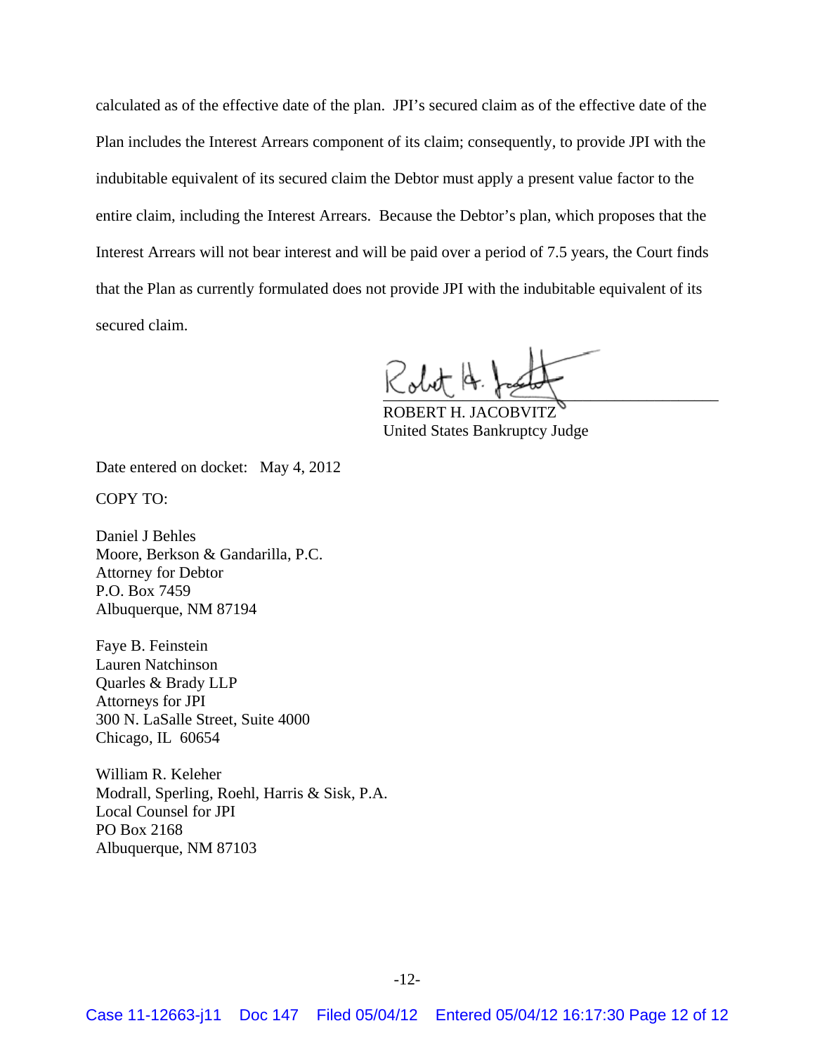calculated as of the effective date of the plan. JPI's secured claim as of the effective date of the Plan includes the Interest Arrears component of its claim; consequently, to provide JPI with the indubitable equivalent of its secured claim the Debtor must apply a present value factor to the entire claim, including the Interest Arrears. Because the Debtor's plan, which proposes that the Interest Arrears will not bear interest and will be paid over a period of 7.5 years, the Court finds that the Plan as currently formulated does not provide JPI with the indubitable equivalent of its secured claim.

ROBERT H. JACOBVITZ
United States Bankruptcy Judge

Date entered on docket: May 4, 2012

COPY TO:

Daniel J Behles
Moore, Berkson & Gandarilla, P.C.
Attorney for Debtor
P.O. Box 7459
Albuquerque, NM 87194

Faye B. Feinstein
Lauren Natchinson
Quarles & Brady LLP
Attorneys for JPI
300 N. LaSalle Street, Suite 4000
Chicago, IL 60654

William R. Keleher
Modrall, Sperling, Roehl, Harris & Sisk, P.A.
Local Counsel for JPI
PO Box 2168
Albuquerque, NM 87103